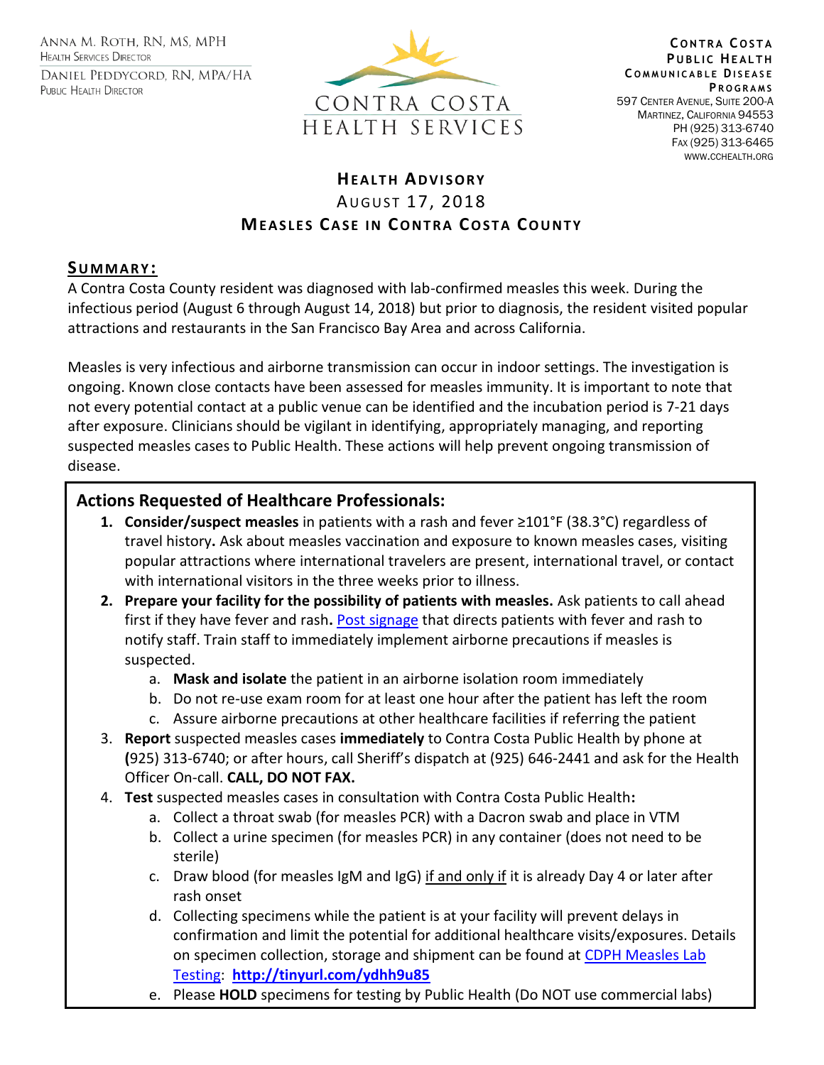Anna M. Roth, RN, MS, MPH
Health Services Director

Daniel Peddycord, RN, MPA/HA
Public Health Director

CONTRA COSTA
HEALTH SERVICES

**Contra Costa Public Health**
**Communicable Disease Programs**
597 Center Avenue, Suite 200-A
Martinez, California 94553
PH (925) 313-6740
Fax (925) 313-6465
www.cchealth.org

# Health Advisory

## August 17, 2018

## Measles Case in Contra Costa County

### Summary:

A Contra Costa County resident was diagnosed with lab-confirmed measles this week. During the infectious period (August 6 through August 14, 2018) but prior to diagnosis, the resident visited popular attractions and restaurants in the San Francisco Bay Area and across California.

Measles is very infectious and airborne transmission can occur in indoor settings. The investigation is ongoing. Known close contacts have been assessed for measles immunity. It is important to note that not every potential contact at a public venue can be identified and the incubation period is 7-21 days after exposure. Clinicians should be vigilant in identifying, appropriately managing, and reporting suspected measles cases to Public Health. These actions will help prevent ongoing transmission of disease.

### Actions Requested of Healthcare Professionals:

1. **Consider/suspect measles** in patients with a rash and fever ≥101°F (38.3°C) regardless of travel history**.** Ask about measles vaccination and exposure to known measles cases, visiting popular attractions where international travelers are present, international travel, or contact with international visitors in the three weeks prior to illness.
2. **Prepare your facility for the possibility of patients with measles.** Ask patients to call ahead first if they have fever and rash**.** Post signage that directs patients with fever and rash to notify staff. Train staff to immediately implement airborne precautions if measles is suspected.
   a. **Mask and isolate** the patient in an airborne isolation room immediately
   b. Do not re-use exam room for at least one hour after the patient has left the room
   c. Assure airborne precautions at other healthcare facilities if referring the patient
3. **Report** suspected measles cases **immediately** to Contra Costa Public Health by phone at **(**925) 313-6740; or after hours, call Sheriff's dispatch at (925) 646-2441 and ask for the Health Officer On-call. **CALL, DO NOT FAX.**
4. **Test** suspected measles cases in consultation with Contra Costa Public Health**:**
   a. Collect a throat swab (for measles PCR) with a Dacron swab and place in VTM
   b. Collect a urine specimen (for measles PCR) in any container (does not need to be sterile)
   c. Draw blood (for measles IgM and IgG) if and only if it is already Day 4 or later after rash onset
   d. Collecting specimens while the patient is at your facility will prevent delays in confirmation and limit the potential for additional healthcare visits/exposures. Details on specimen collection, storage and shipment can be found at CDPH Measles Lab Testing: **http://tinyurl.com/ydhh9u85**
   e. Please **HOLD** specimens for testing by Public Health (Do NOT use commercial labs)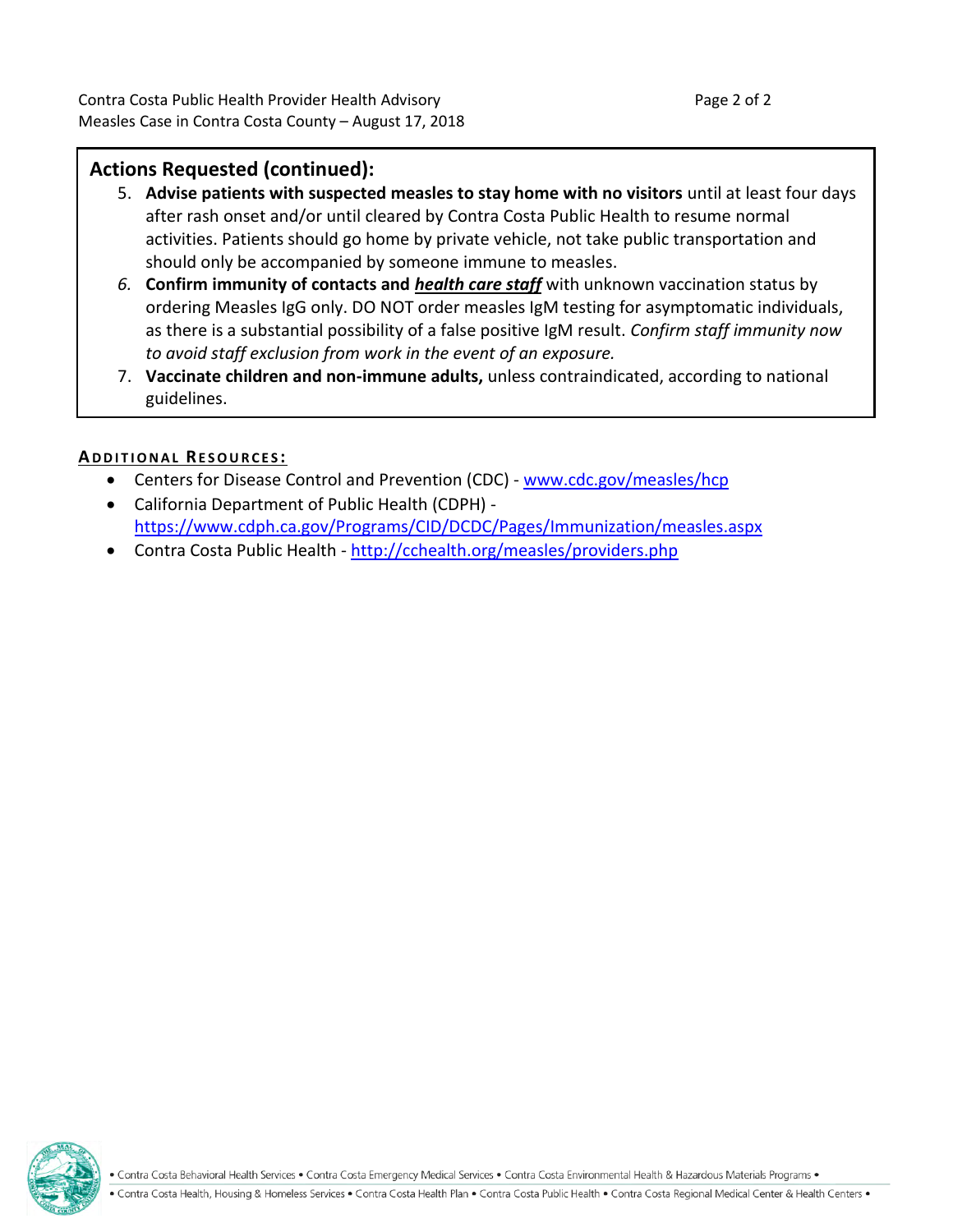## Actions Requested (continued):

5. **Advise patients with suspected measles to stay home with no visitors** until at least four days after rash onset and/or until cleared by Contra Costa Public Health to resume normal activities. Patients should go home by private vehicle, not take public transportation and should only be accompanied by someone immune to measles.
6. **Confirm immunity of contacts and *health care staff*** with unknown vaccination status by ordering Measles IgG only. DO NOT order measles IgM testing for asymptomatic individuals, as there is a substantial possibility of a false positive IgM result. *Confirm staff immunity now to avoid staff exclusion from work in the event of an exposure.*
7. **Vaccinate children and non-immune adults,** unless contraindicated, according to national guidelines.

### ADDITIONAL RESOURCES:

- Centers for Disease Control and Prevention (CDC) - www.cdc.gov/measles/hcp
- California Department of Public Health (CDPH) - https://www.cdph.ca.gov/Programs/CID/DCDC/Pages/Immunization/measles.aspx
- Contra Costa Public Health - http://cchealth.org/measles/providers.php